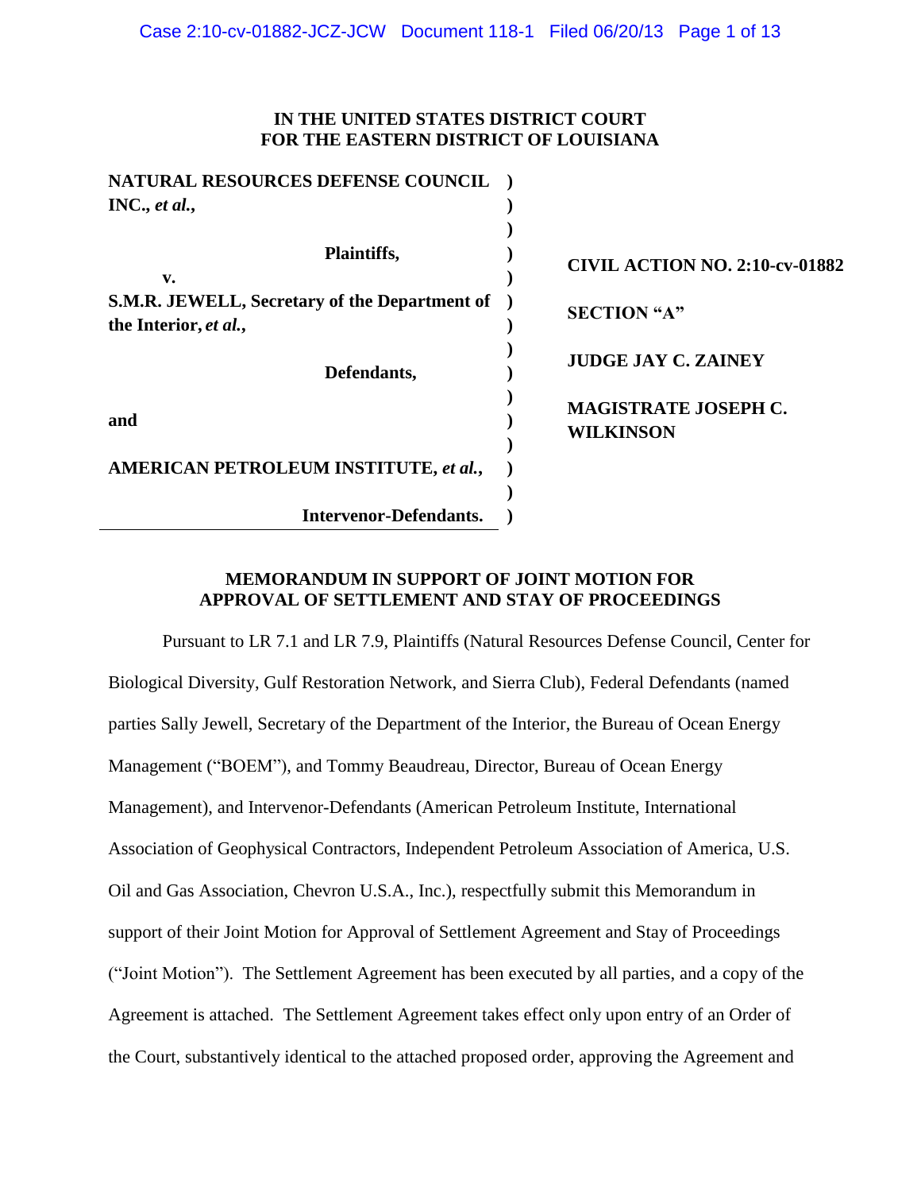**IN THE UNITED STATES DISTRICT COURT**
**FOR THE EASTERN DISTRICT OF LOUISIANA**

| | |
|---|---|
| **NATURAL RESOURCES DEFENSE COUNCIL INC., *et al.*,** | |
| **Plaintiffs,** | **CIVIL ACTION NO. 2:10-cv-01882** |
| **v.** | |
| **S.M.R. JEWELL, Secretary of the Department of the Interior, *et al.*,** | **SECTION "A"** |
| **Defendants,** | **JUDGE JAY C. ZAINEY** |
| **and** | **MAGISTRATE JOSEPH C. WILKINSON** |
| **AMERICAN PETROLEUM INSTITUTE, *et al.*,** | |
| **Intervenor-Defendants.** | |

**MEMORANDUM IN SUPPORT OF JOINT MOTION FOR APPROVAL OF SETTLEMENT AND STAY OF PROCEEDINGS**

Pursuant to LR 7.1 and LR 7.9, Plaintiffs (Natural Resources Defense Council, Center for Biological Diversity, Gulf Restoration Network, and Sierra Club), Federal Defendants (named parties Sally Jewell, Secretary of the Department of the Interior, the Bureau of Ocean Energy Management ("BOEM"), and Tommy Beaudreau, Director, Bureau of Ocean Energy Management), and Intervenor-Defendants (American Petroleum Institute, International Association of Geophysical Contractors, Independent Petroleum Association of America, U.S. Oil and Gas Association, Chevron U.S.A., Inc.), respectfully submit this Memorandum in support of their Joint Motion for Approval of Settlement Agreement and Stay of Proceedings ("Joint Motion"). The Settlement Agreement has been executed by all parties, and a copy of the Agreement is attached. The Settlement Agreement takes effect only upon entry of an Order of the Court, substantively identical to the attached proposed order, approving the Agreement and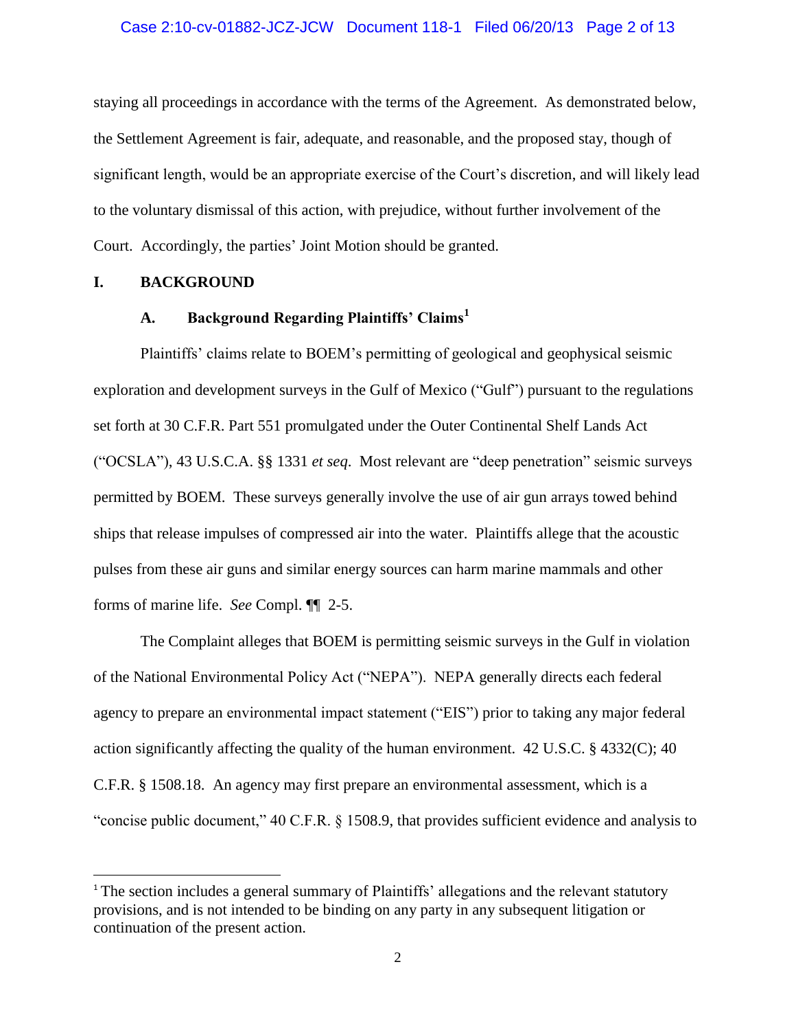staying all proceedings in accordance with the terms of the Agreement. As demonstrated below, the Settlement Agreement is fair, adequate, and reasonable, and the proposed stay, though of significant length, would be an appropriate exercise of the Court's discretion, and will likely lead to the voluntary dismissal of this action, with prejudice, without further involvement of the Court. Accordingly, the parties' Joint Motion should be granted.

## I. BACKGROUND

### A. Background Regarding Plaintiffs' Claims[1]

Plaintiffs' claims relate to BOEM's permitting of geological and geophysical seismic exploration and development surveys in the Gulf of Mexico ("Gulf") pursuant to the regulations set forth at 30 C.F.R. Part 551 promulgated under the Outer Continental Shelf Lands Act ("OCSLA"), 43 U.S.C.A. §§ 1331 *et seq*. Most relevant are "deep penetration" seismic surveys permitted by BOEM. These surveys generally involve the use of air gun arrays towed behind ships that release impulses of compressed air into the water. Plaintiffs allege that the acoustic pulses from these air guns and similar energy sources can harm marine mammals and other forms of marine life. *See* Compl. ¶¶ 2-5.

The Complaint alleges that BOEM is permitting seismic surveys in the Gulf in violation of the National Environmental Policy Act ("NEPA"). NEPA generally directs each federal agency to prepare an environmental impact statement ("EIS") prior to taking any major federal action significantly affecting the quality of the human environment. 42 U.S.C. § 4332(C); 40 C.F.R. § 1508.18. An agency may first prepare an environmental assessment, which is a "concise public document," 40 C.F.R. § 1508.9, that provides sufficient evidence and analysis to

---

[1] The section includes a general summary of Plaintiffs' allegations and the relevant statutory provisions, and is not intended to be binding on any party in any subsequent litigation or continuation of the present action.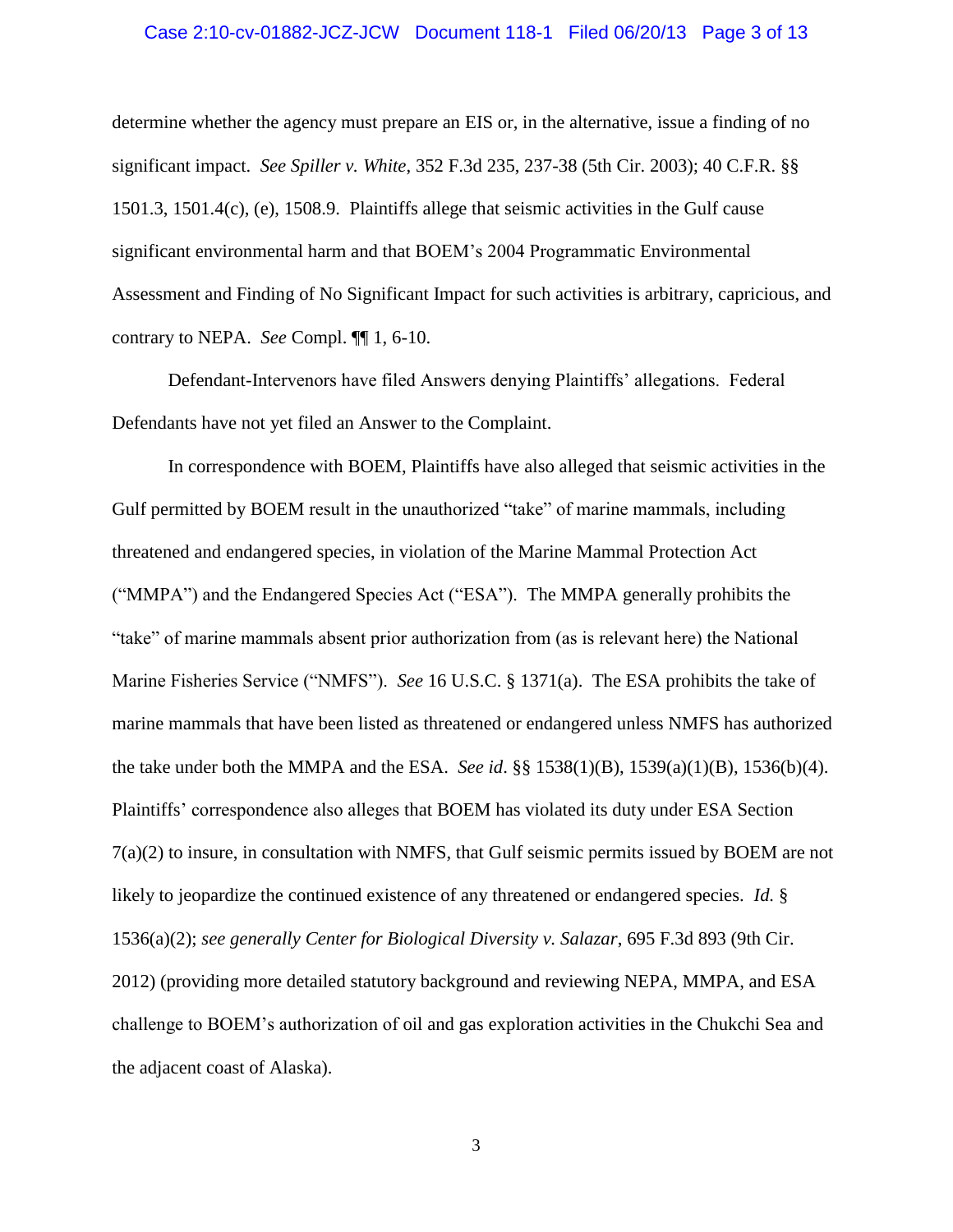determine whether the agency must prepare an EIS or, in the alternative, issue a finding of no significant impact. *See Spiller v. White*, 352 F.3d 235, 237-38 (5th Cir. 2003); 40 C.F.R. §§ 1501.3, 1501.4(c), (e), 1508.9. Plaintiffs allege that seismic activities in the Gulf cause significant environmental harm and that BOEM's 2004 Programmatic Environmental Assessment and Finding of No Significant Impact for such activities is arbitrary, capricious, and contrary to NEPA. *See* Compl. ¶¶ 1, 6-10.

Defendant-Intervenors have filed Answers denying Plaintiffs' allegations. Federal Defendants have not yet filed an Answer to the Complaint.

In correspondence with BOEM, Plaintiffs have also alleged that seismic activities in the Gulf permitted by BOEM result in the unauthorized "take" of marine mammals, including threatened and endangered species, in violation of the Marine Mammal Protection Act ("MMPA") and the Endangered Species Act ("ESA"). The MMPA generally prohibits the "take" of marine mammals absent prior authorization from (as is relevant here) the National Marine Fisheries Service ("NMFS"). *See* 16 U.S.C. § 1371(a). The ESA prohibits the take of marine mammals that have been listed as threatened or endangered unless NMFS has authorized the take under both the MMPA and the ESA. *See id*. §§ 1538(1)(B), 1539(a)(1)(B), 1536(b)(4). Plaintiffs' correspondence also alleges that BOEM has violated its duty under ESA Section 7(a)(2) to insure, in consultation with NMFS, that Gulf seismic permits issued by BOEM are not likely to jeopardize the continued existence of any threatened or endangered species. *Id.* § 1536(a)(2); *see generally Center for Biological Diversity v. Salazar*, 695 F.3d 893 (9th Cir. 2012) (providing more detailed statutory background and reviewing NEPA, MMPA, and ESA challenge to BOEM's authorization of oil and gas exploration activities in the Chukchi Sea and the adjacent coast of Alaska).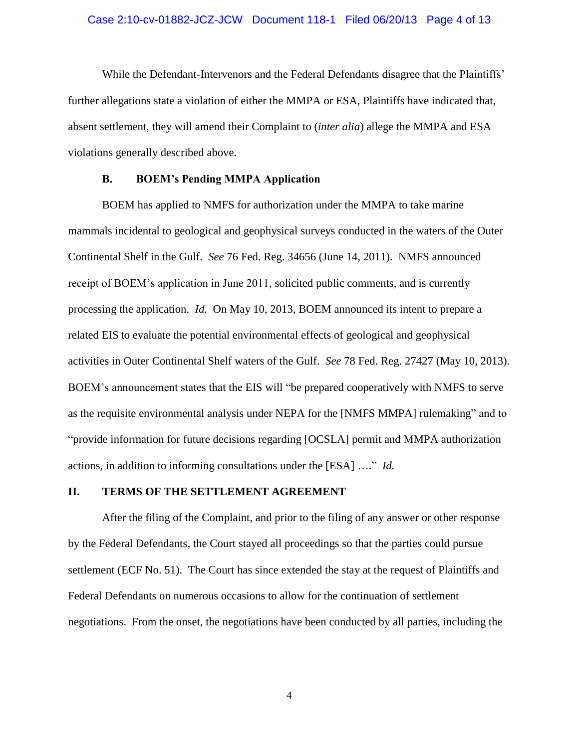While the Defendant-Intervenors and the Federal Defendants disagree that the Plaintiffs' further allegations state a violation of either the MMPA or ESA, Plaintiffs have indicated that, absent settlement, they will amend their Complaint to (*inter alia*) allege the MMPA and ESA violations generally described above.

### B. BOEM's Pending MMPA Application

BOEM has applied to NMFS for authorization under the MMPA to take marine mammals incidental to geological and geophysical surveys conducted in the waters of the Outer Continental Shelf in the Gulf. *See* 76 Fed. Reg. 34656 (June 14, 2011). NMFS announced receipt of BOEM's application in June 2011, solicited public comments, and is currently processing the application. *Id.* On May 10, 2013, BOEM announced its intent to prepare a related EIS to evaluate the potential environmental effects of geological and geophysical activities in Outer Continental Shelf waters of the Gulf. *See* 78 Fed. Reg. 27427 (May 10, 2013). BOEM's announcement states that the EIS will "be prepared cooperatively with NMFS to serve as the requisite environmental analysis under NEPA for the [NMFS MMPA] rulemaking" and to "provide information for future decisions regarding [OCSLA] permit and MMPA authorization actions, in addition to informing consultations under the [ESA] …." *Id.*

## II. TERMS OF THE SETTLEMENT AGREEMENT

After the filing of the Complaint, and prior to the filing of any answer or other response by the Federal Defendants, the Court stayed all proceedings so that the parties could pursue settlement (ECF No. 51). The Court has since extended the stay at the request of Plaintiffs and Federal Defendants on numerous occasions to allow for the continuation of settlement negotiations. From the onset, the negotiations have been conducted by all parties, including the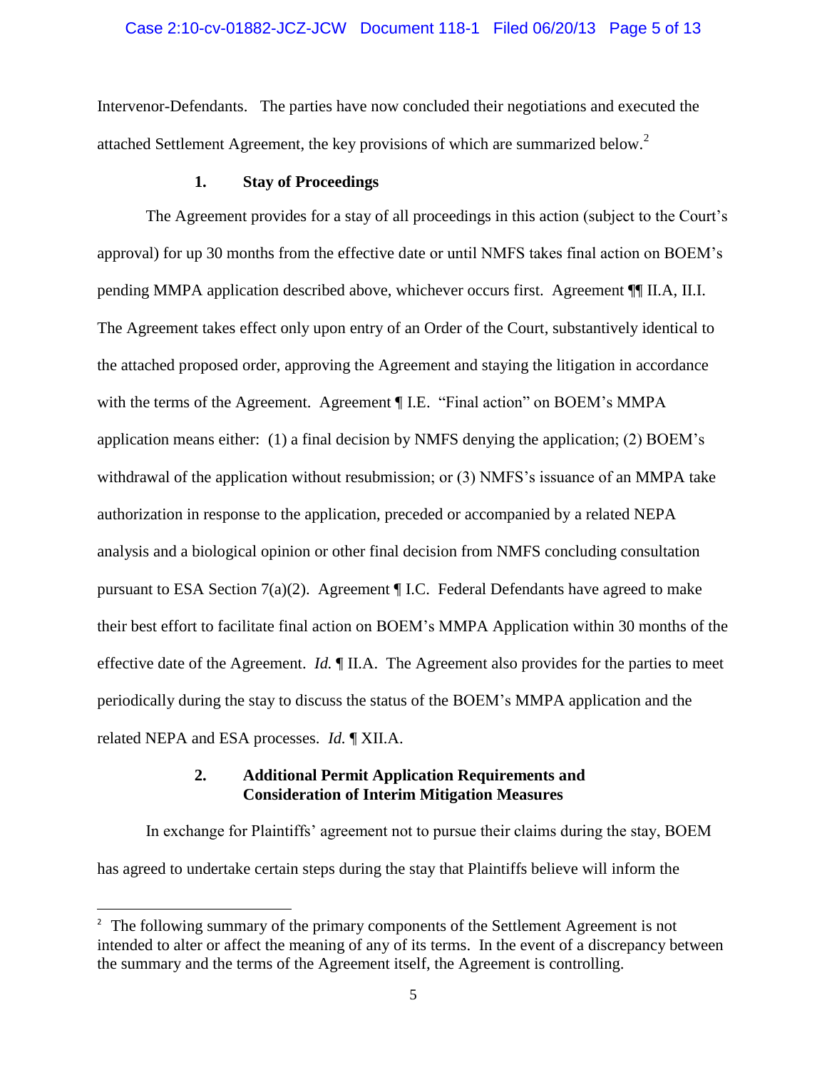Intervenor-Defendants. The parties have now concluded their negotiations and executed the attached Settlement Agreement, the key provisions of which are summarized below.[2]

### 1. Stay of Proceedings

The Agreement provides for a stay of all proceedings in this action (subject to the Court's approval) for up 30 months from the effective date or until NMFS takes final action on BOEM's pending MMPA application described above, whichever occurs first. Agreement ¶¶ II.A, II.I. The Agreement takes effect only upon entry of an Order of the Court, substantively identical to the attached proposed order, approving the Agreement and staying the litigation in accordance with the terms of the Agreement. Agreement ¶ I.E. "Final action" on BOEM's MMPA application means either: (1) a final decision by NMFS denying the application; (2) BOEM's withdrawal of the application without resubmission; or (3) NMFS's issuance of an MMPA take authorization in response to the application, preceded or accompanied by a related NEPA analysis and a biological opinion or other final decision from NMFS concluding consultation pursuant to ESA Section 7(a)(2). Agreement ¶ I.C. Federal Defendants have agreed to make their best effort to facilitate final action on BOEM's MMPA Application within 30 months of the effective date of the Agreement. *Id.* ¶ II.A. The Agreement also provides for the parties to meet periodically during the stay to discuss the status of the BOEM's MMPA application and the related NEPA and ESA processes. *Id.* ¶ XII.A.

### 2. Additional Permit Application Requirements and Consideration of Interim Mitigation Measures

In exchange for Plaintiffs' agreement not to pursue their claims during the stay, BOEM has agreed to undertake certain steps during the stay that Plaintiffs believe will inform the

[2] The following summary of the primary components of the Settlement Agreement is not intended to alter or affect the meaning of any of its terms. In the event of a discrepancy between the summary and the terms of the Agreement itself, the Agreement is controlling.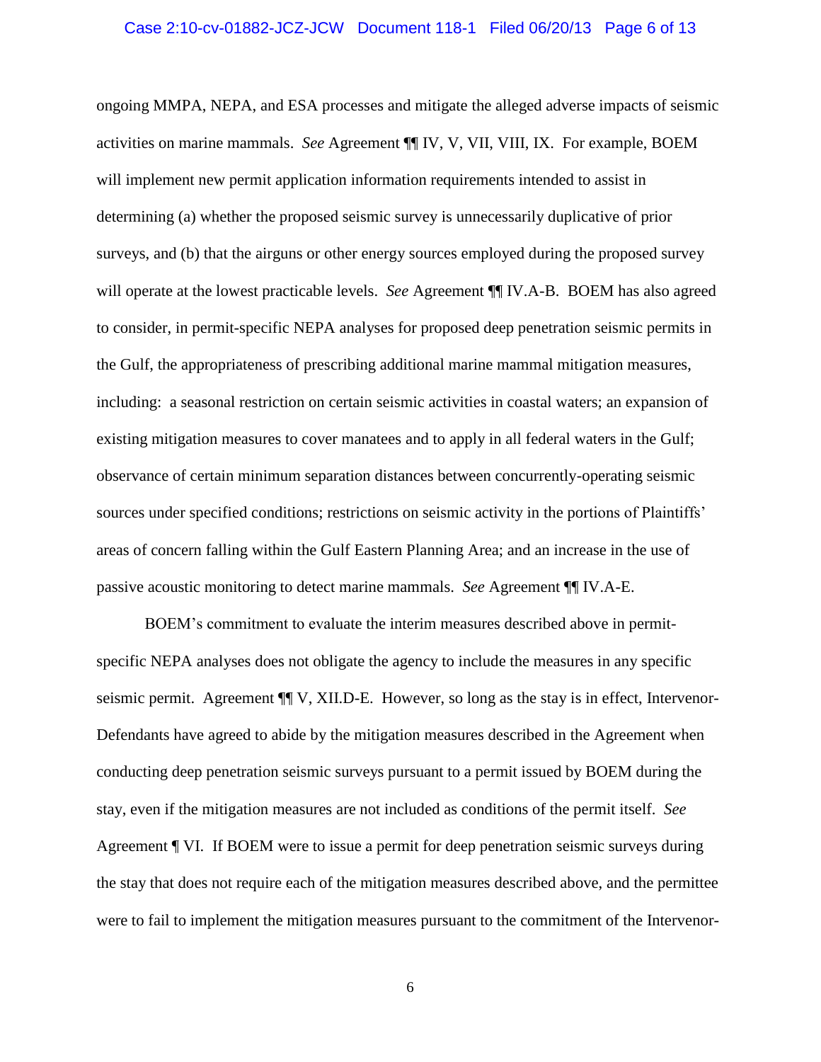ongoing MMPA, NEPA, and ESA processes and mitigate the alleged adverse impacts of seismic activities on marine mammals. *See* Agreement ¶¶ IV, V, VII, VIII, IX. For example, BOEM will implement new permit application information requirements intended to assist in determining (a) whether the proposed seismic survey is unnecessarily duplicative of prior surveys, and (b) that the airguns or other energy sources employed during the proposed survey will operate at the lowest practicable levels. *See* Agreement ¶¶ IV.A-B. BOEM has also agreed to consider, in permit-specific NEPA analyses for proposed deep penetration seismic permits in the Gulf, the appropriateness of prescribing additional marine mammal mitigation measures, including: a seasonal restriction on certain seismic activities in coastal waters; an expansion of existing mitigation measures to cover manatees and to apply in all federal waters in the Gulf; observance of certain minimum separation distances between concurrently-operating seismic sources under specified conditions; restrictions on seismic activity in the portions of Plaintiffs' areas of concern falling within the Gulf Eastern Planning Area; and an increase in the use of passive acoustic monitoring to detect marine mammals. *See* Agreement ¶¶ IV.A-E.

BOEM's commitment to evaluate the interim measures described above in permit-specific NEPA analyses does not obligate the agency to include the measures in any specific seismic permit. Agreement ¶¶ V, XII.D-E. However, so long as the stay is in effect, Intervenor-Defendants have agreed to abide by the mitigation measures described in the Agreement when conducting deep penetration seismic surveys pursuant to a permit issued by BOEM during the stay, even if the mitigation measures are not included as conditions of the permit itself. *See* Agreement ¶ VI. If BOEM were to issue a permit for deep penetration seismic surveys during the stay that does not require each of the mitigation measures described above, and the permittee were to fail to implement the mitigation measures pursuant to the commitment of the Intervenor-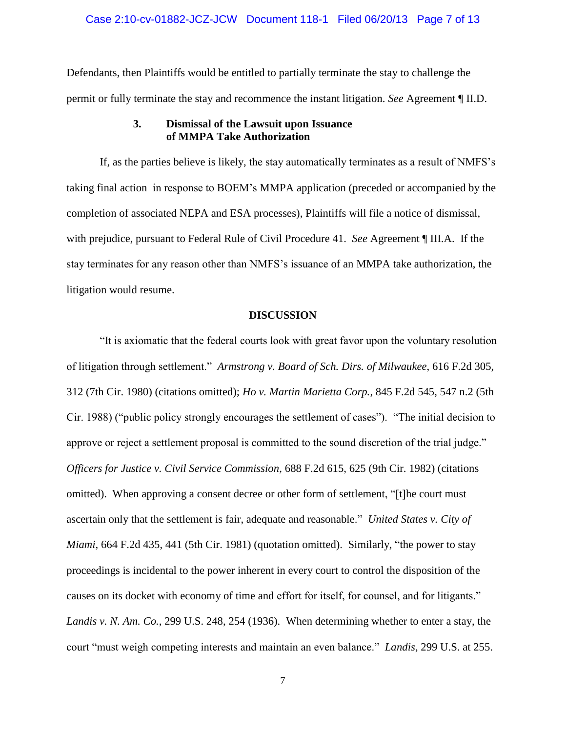Defendants, then Plaintiffs would be entitled to partially terminate the stay to challenge the permit or fully terminate the stay and recommence the instant litigation. *See* Agreement ¶ II.D.

### 3. Dismissal of the Lawsuit upon Issuance of MMPA Take Authorization

If, as the parties believe is likely, the stay automatically terminates as a result of NMFS's taking final action in response to BOEM's MMPA application (preceded or accompanied by the completion of associated NEPA and ESA processes), Plaintiffs will file a notice of dismissal, with prejudice, pursuant to Federal Rule of Civil Procedure 41. *See* Agreement ¶ III.A. If the stay terminates for any reason other than NMFS's issuance of an MMPA take authorization, the litigation would resume.

## DISCUSSION

"It is axiomatic that the federal courts look with great favor upon the voluntary resolution of litigation through settlement." *Armstrong v. Board of Sch. Dirs. of Milwaukee*, 616 F.2d 305, 312 (7th Cir. 1980) (citations omitted); *Ho v. Martin Marietta Corp.*, 845 F.2d 545, 547 n.2 (5th Cir. 1988) ("public policy strongly encourages the settlement of cases"). "The initial decision to approve or reject a settlement proposal is committed to the sound discretion of the trial judge." *Officers for Justice v. Civil Service Commission*, 688 F.2d 615, 625 (9th Cir. 1982) (citations omitted). When approving a consent decree or other form of settlement, "[t]he court must ascertain only that the settlement is fair, adequate and reasonable." *United States v. City of Miami*, 664 F.2d 435, 441 (5th Cir. 1981) (quotation omitted). Similarly, "the power to stay proceedings is incidental to the power inherent in every court to control the disposition of the causes on its docket with economy of time and effort for itself, for counsel, and for litigants." *Landis v. N. Am. Co.*, 299 U.S. 248, 254 (1936). When determining whether to enter a stay, the court "must weigh competing interests and maintain an even balance." *Landis*, 299 U.S. at 255.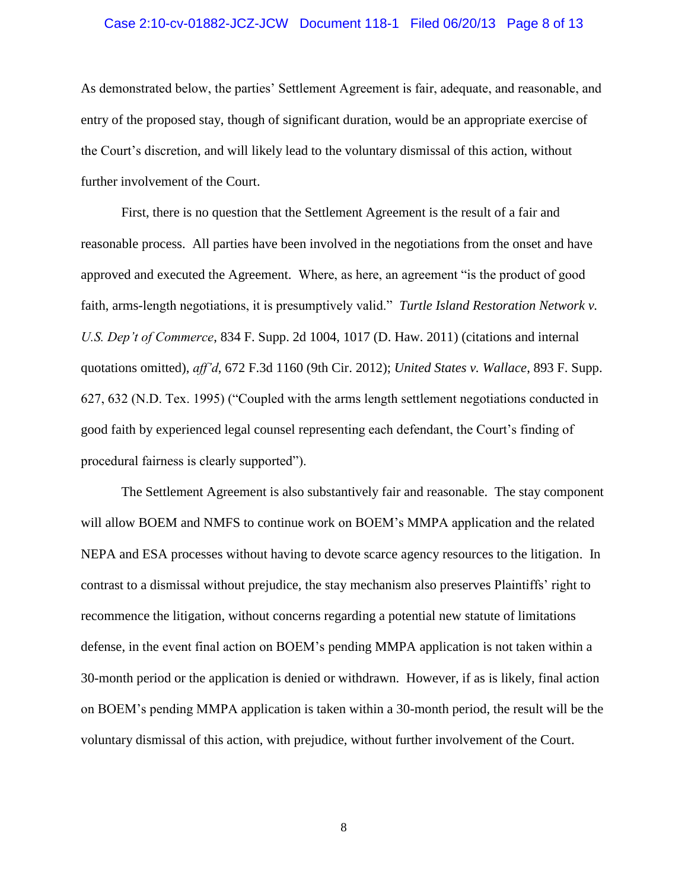As demonstrated below, the parties' Settlement Agreement is fair, adequate, and reasonable, and entry of the proposed stay, though of significant duration, would be an appropriate exercise of the Court's discretion, and will likely lead to the voluntary dismissal of this action, without further involvement of the Court.

First, there is no question that the Settlement Agreement is the result of a fair and reasonable process. All parties have been involved in the negotiations from the onset and have approved and executed the Agreement. Where, as here, an agreement "is the product of good faith, arms-length negotiations, it is presumptively valid." *Turtle Island Restoration Network v. U.S. Dep't of Commerce*, 834 F. Supp. 2d 1004, 1017 (D. Haw. 2011) (citations and internal quotations omitted), *aff'd*, 672 F.3d 1160 (9th Cir. 2012); *United States v. Wallace*, 893 F. Supp. 627, 632 (N.D. Tex. 1995) ("Coupled with the arms length settlement negotiations conducted in good faith by experienced legal counsel representing each defendant, the Court's finding of procedural fairness is clearly supported").

The Settlement Agreement is also substantively fair and reasonable. The stay component will allow BOEM and NMFS to continue work on BOEM's MMPA application and the related NEPA and ESA processes without having to devote scarce agency resources to the litigation. In contrast to a dismissal without prejudice, the stay mechanism also preserves Plaintiffs' right to recommence the litigation, without concerns regarding a potential new statute of limitations defense, in the event final action on BOEM's pending MMPA application is not taken within a 30-month period or the application is denied or withdrawn. However, if as is likely, final action on BOEM's pending MMPA application is taken within a 30-month period, the result will be the voluntary dismissal of this action, with prejudice, without further involvement of the Court.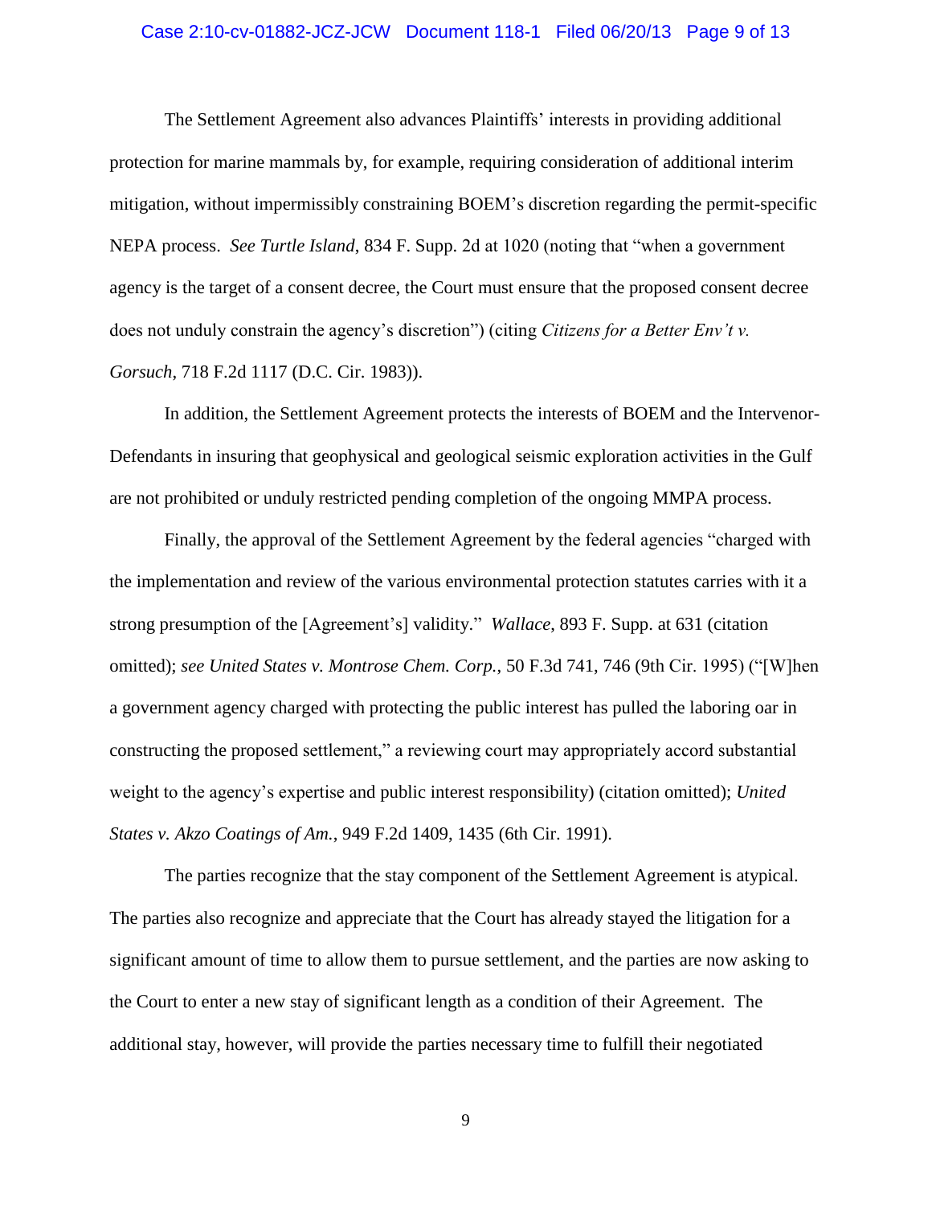The Settlement Agreement also advances Plaintiffs' interests in providing additional protection for marine mammals by, for example, requiring consideration of additional interim mitigation, without impermissibly constraining BOEM's discretion regarding the permit-specific NEPA process. *See Turtle Island*, 834 F. Supp. 2d at 1020 (noting that "when a government agency is the target of a consent decree, the Court must ensure that the proposed consent decree does not unduly constrain the agency's discretion") (citing *Citizens for a Better Env't v. Gorsuch*, 718 F.2d 1117 (D.C. Cir. 1983)).

In addition, the Settlement Agreement protects the interests of BOEM and the Intervenor-Defendants in insuring that geophysical and geological seismic exploration activities in the Gulf are not prohibited or unduly restricted pending completion of the ongoing MMPA process.

Finally, the approval of the Settlement Agreement by the federal agencies "charged with the implementation and review of the various environmental protection statutes carries with it a strong presumption of the [Agreement's] validity." *Wallace*, 893 F. Supp. at 631 (citation omitted); *see United States v. Montrose Chem. Corp.*, 50 F.3d 741, 746 (9th Cir. 1995) ("[W]hen a government agency charged with protecting the public interest has pulled the laboring oar in constructing the proposed settlement," a reviewing court may appropriately accord substantial weight to the agency's expertise and public interest responsibility) (citation omitted); *United States v. Akzo Coatings of Am.*, 949 F.2d 1409, 1435 (6th Cir. 1991).

The parties recognize that the stay component of the Settlement Agreement is atypical. The parties also recognize and appreciate that the Court has already stayed the litigation for a significant amount of time to allow them to pursue settlement, and the parties are now asking to the Court to enter a new stay of significant length as a condition of their Agreement. The additional stay, however, will provide the parties necessary time to fulfill their negotiated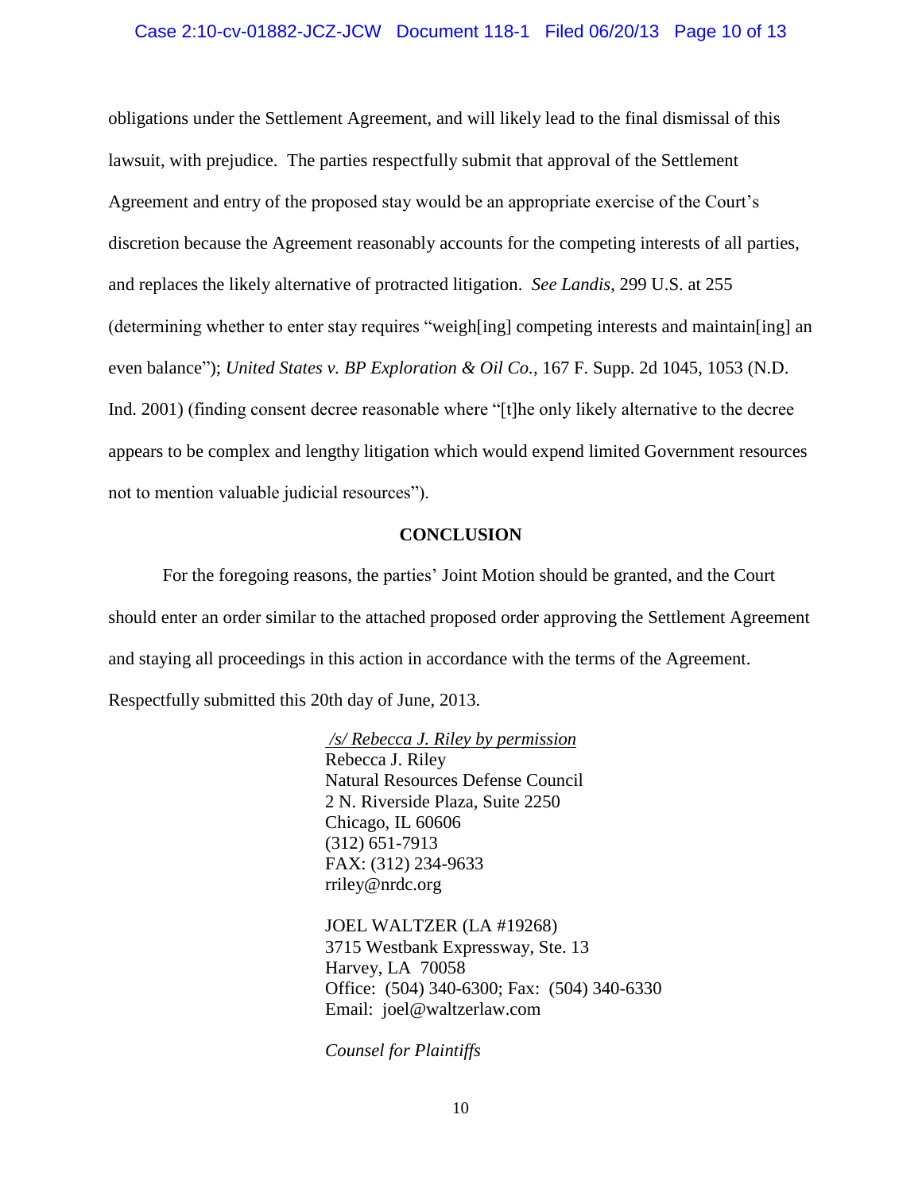obligations under the Settlement Agreement, and will likely lead to the final dismissal of this lawsuit, with prejudice. The parties respectfully submit that approval of the Settlement Agreement and entry of the proposed stay would be an appropriate exercise of the Court's discretion because the Agreement reasonably accounts for the competing interests of all parties, and replaces the likely alternative of protracted litigation. *See Landis*, 299 U.S. at 255 (determining whether to enter stay requires "weigh[ing] competing interests and maintain[ing] an even balance"); *United States v. BP Exploration & Oil Co.*, 167 F. Supp. 2d 1045, 1053 (N.D. Ind. 2001) (finding consent decree reasonable where "[t]he only likely alternative to the decree appears to be complex and lengthy litigation which would expend limited Government resources not to mention valuable judicial resources").

## CONCLUSION

For the foregoing reasons, the parties' Joint Motion should be granted, and the Court should enter an order similar to the attached proposed order approving the Settlement Agreement and staying all proceedings in this action in accordance with the terms of the Agreement.

Respectfully submitted this 20th day of June, 2013.

*/s/ Rebecca J. Riley by permission*
Rebecca J. Riley
Natural Resources Defense Council
2 N. Riverside Plaza, Suite 2250
Chicago, IL 60606
(312) 651-7913
FAX: (312) 234-9633
rriley@nrdc.org

JOEL WALTZER (LA #19268)
3715 Westbank Expressway, Ste. 13
Harvey, LA 70058
Office: (504) 340-6300; Fax: (504) 340-6330
Email: joel@waltzerlaw.com

*Counsel for Plaintiffs*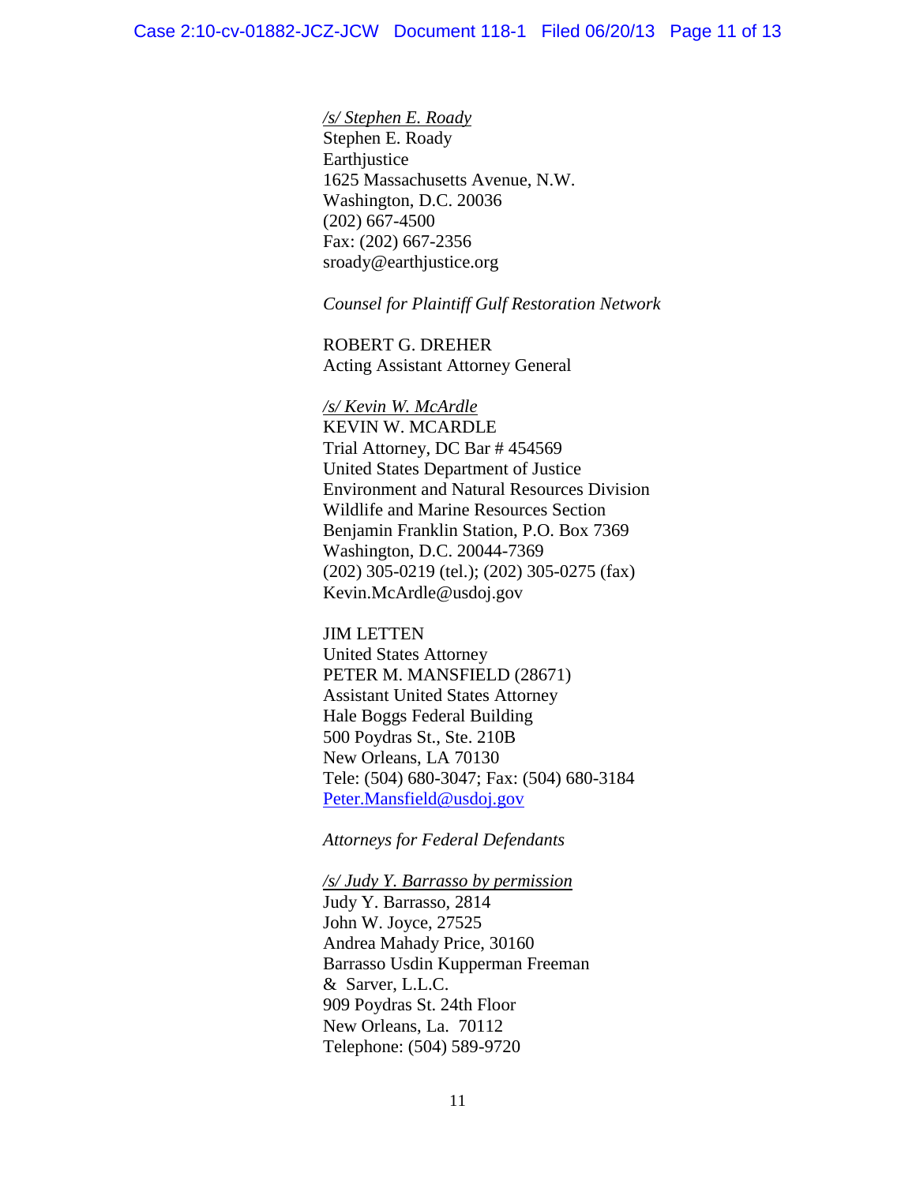*/s/ Stephen E. Roady*
Stephen E. Roady
Earthjustice
1625 Massachusetts Avenue, N.W.
Washington, D.C. 20036
(202) 667-4500
Fax: (202) 667-2356
sroady@earthjustice.org

*Counsel for Plaintiff Gulf Restoration Network*

ROBERT G. DREHER
Acting Assistant Attorney General

*/s/ Kevin W. McArdle*
KEVIN W. MCARDLE
Trial Attorney, DC Bar # 454569
United States Department of Justice
Environment and Natural Resources Division
Wildlife and Marine Resources Section
Benjamin Franklin Station, P.O. Box 7369
Washington, D.C. 20044-7369
(202) 305-0219 (tel.); (202) 305-0275 (fax)
Kevin.McArdle@usdoj.gov

JIM LETTEN
United States Attorney
PETER M. MANSFIELD (28671)
Assistant United States Attorney
Hale Boggs Federal Building
500 Poydras St., Ste. 210B
New Orleans, LA 70130
Tele: (504) 680-3047; Fax: (504) 680-3184
Peter.Mansfield@usdoj.gov

*Attorneys for Federal Defendants*

*/s/ Judy Y. Barrasso by permission*
Judy Y. Barrasso, 2814
John W. Joyce, 27525
Andrea Mahady Price, 30160
Barrasso Usdin Kupperman Freeman
& Sarver, L.L.C.
909 Poydras St. 24th Floor
New Orleans, La. 70112
Telephone: (504) 589-9720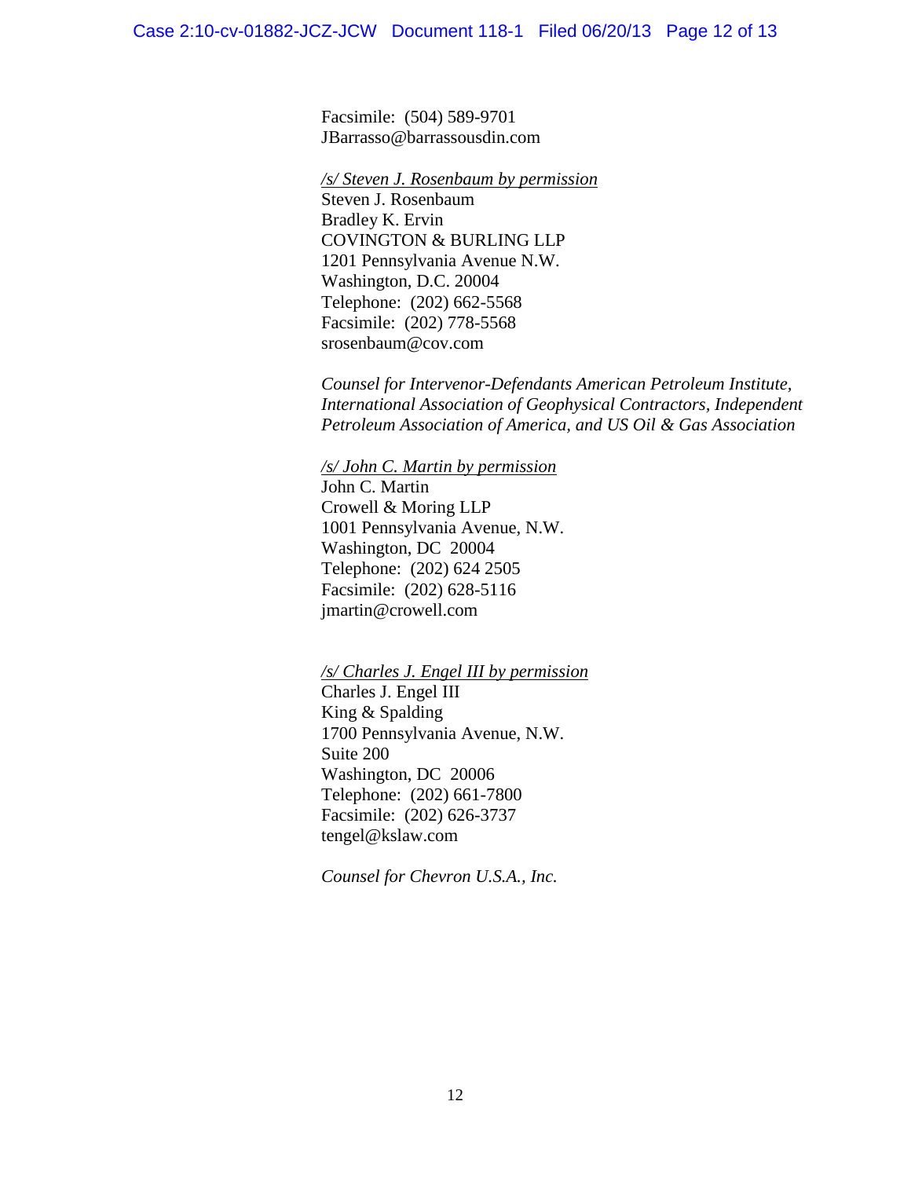Facsimile: (504) 589-9701
JBarrasso@barrassousdin.com

*/s/ Steven J. Rosenbaum by permission*
Steven J. Rosenbaum
Bradley K. Ervin
COVINGTON & BURLING LLP
1201 Pennsylvania Avenue N.W.
Washington, D.C. 20004
Telephone: (202) 662-5568
Facsimile: (202) 778-5568
srosenbaum@cov.com

*Counsel for Intervenor-Defendants American Petroleum Institute, International Association of Geophysical Contractors, Independent Petroleum Association of America, and US Oil & Gas Association*

*/s/ John C. Martin by permission*
John C. Martin
Crowell & Moring LLP
1001 Pennsylvania Avenue, N.W.
Washington, DC 20004
Telephone: (202) 624 2505
Facsimile: (202) 628-5116
jmartin@crowell.com

*/s/ Charles J. Engel III by permission*
Charles J. Engel III
King & Spalding
1700 Pennsylvania Avenue, N.W.
Suite 200
Washington, DC 20006
Telephone: (202) 661-7800
Facsimile: (202) 626-3737
tengel@kslaw.com

*Counsel for Chevron U.S.A., Inc.*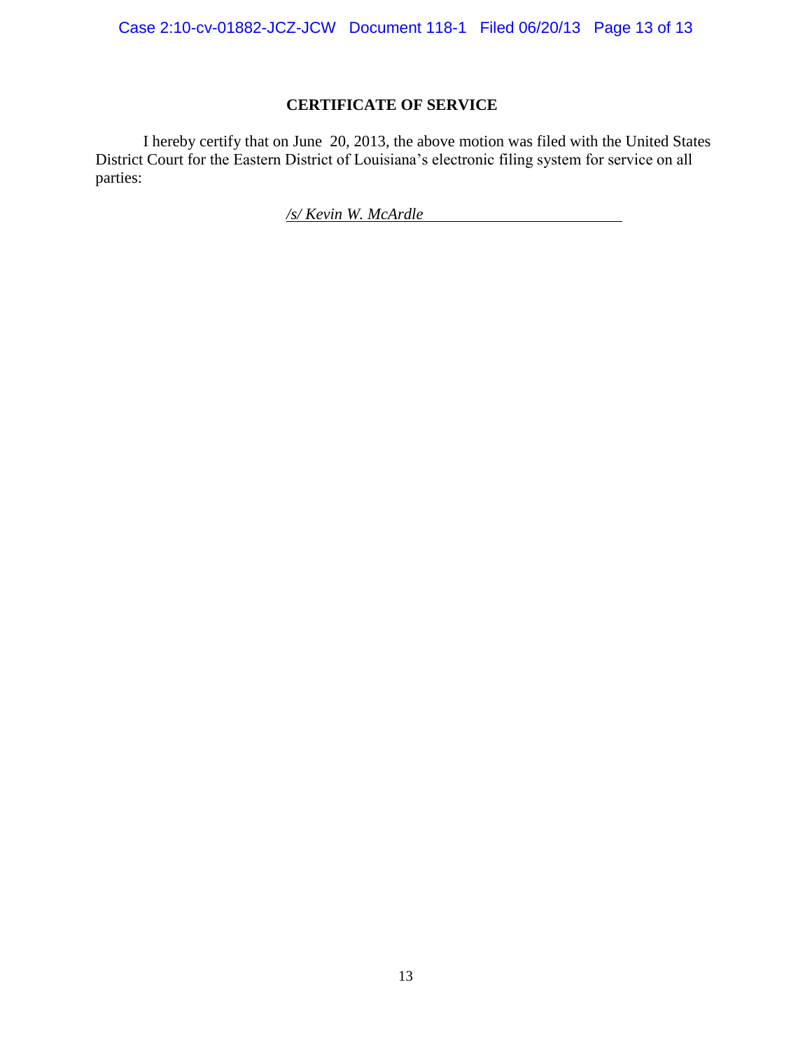**CERTIFICATE OF SERVICE**

I hereby certify that on June 20, 2013, the above motion was filed with the United States District Court for the Eastern District of Louisiana's electronic filing system for service on all parties:

*/s/ Kevin W. McArdle*